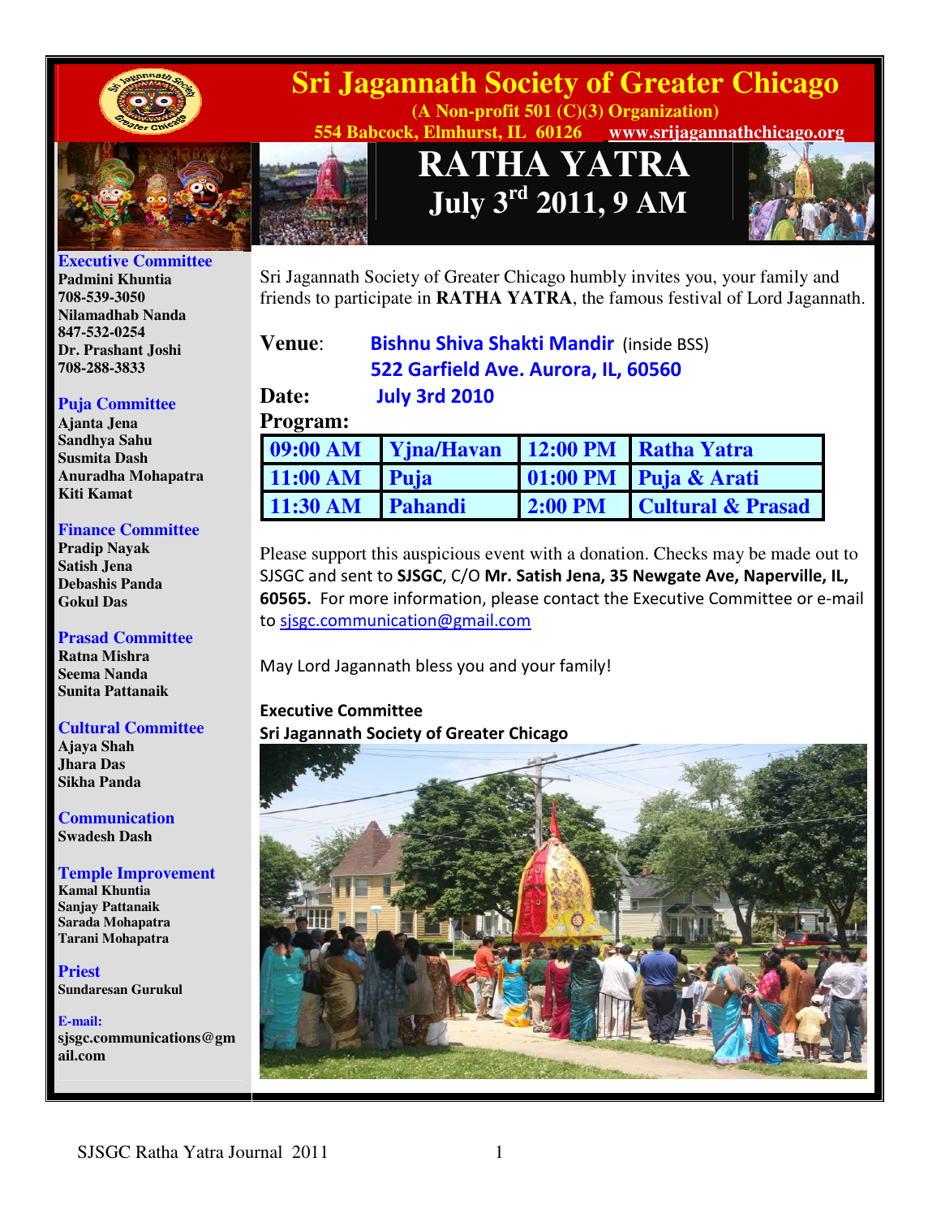# Sri Jagannath Society of Greater Chicago

**(A Non-profit 501 (C)(3) Organization)**

**554 Babcock, Elmhurst, IL 60126 www.srijagannathchicago.org**

## RATHA YATRA

## July 3rd 2011, 9 AM

### Executive Committee
Padmini Khuntia
708-539-3050
Nilamadhab Nanda
847-532-0254
Dr. Prashant Joshi
708-288-3833

### Puja Committee
Ajanta Jena
Sandhya Sahu
Susmita Dash
Anuradha Mohapatra
Kiti Kamat

### Finance Committee
Pradip Nayak
Satish Jena
Debashis Panda
Gokul Das

### Prasad Committee
Ratna Mishra
Seema Nanda
Sunita Pattanaik

### Cultural Committee
Ajaya Shah
Jhara Das
Sikha Panda

### Communication
Swadesh Dash

### Temple Improvement
Kamal Khuntia
Sanjay Pattanaik
Sarada Mohapatra
Tarani Mohapatra

### Priest
Sundaresan Gurukul

**E-mail:**
sjsgc.communications@gmail.com

Sri Jagannath Society of Greater Chicago humbly invites you, your family and friends to participate in **RATHA YATRA**, the famous festival of Lord Jagannath.

**Venue**: **Bishnu Shiva Shakti Mandir** (inside BSS)
**522 Garfield Ave. Aurora, IL, 60560**

**Date:** **July 3rd 2010**

**Program:**

| | | | |
|---|---|---|---|
| 09:00 AM | Yjna/Havan | 12:00 PM | Ratha Yatra |
| 11:00 AM | Puja | 01:00 PM | Puja & Arati |
| 11:30 AM | Pahandi | 2:00 PM | Cultural & Prasad |

Please support this auspicious event with a donation. Checks may be made out to SJSGC and sent to **SJSGC**, C/O **Mr. Satish Jena, 35 Newgate Ave, Naperville, IL, 60565.** For more information, please contact the Executive Committee or e-mail to sjsgc.communication@gmail.com

May Lord Jagannath bless you and your family!

**Executive Committee**
**Sri Jagannath Society of Greater Chicago**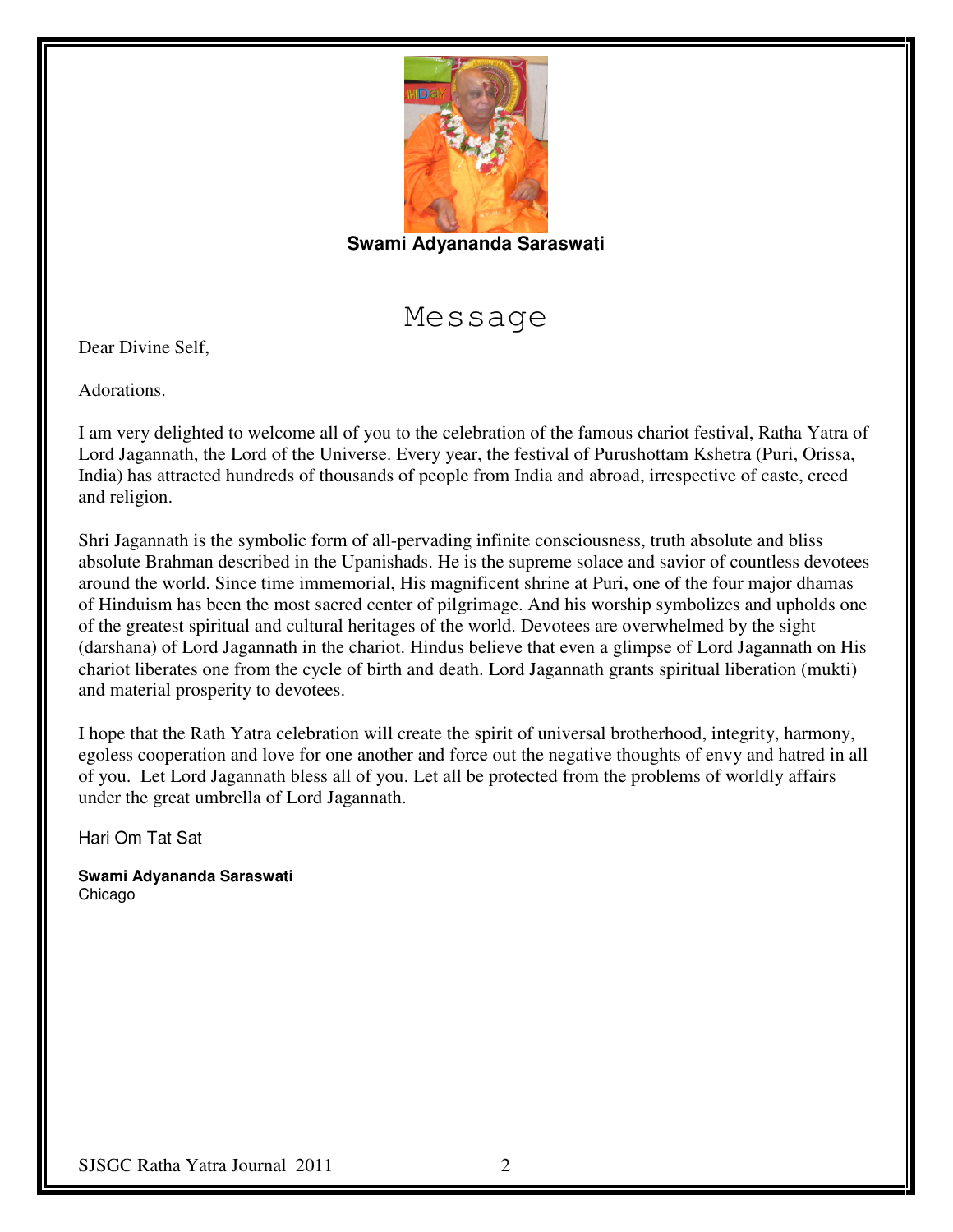**Swami Adyananda Saraswati**

# Message

Dear Divine Self,

Adorations.

I am very delighted to welcome all of you to the celebration of the famous chariot festival, Ratha Yatra of Lord Jagannath, the Lord of the Universe. Every year, the festival of Purushottam Kshetra (Puri, Orissa, India) has attracted hundreds of thousands of people from India and abroad, irrespective of caste, creed and religion.

Shri Jagannath is the symbolic form of all-pervading infinite consciousness, truth absolute and bliss absolute Brahman described in the Upanishads. He is the supreme solace and savior of countless devotees around the world. Since time immemorial, His magnificent shrine at Puri, one of the four major dhamas of Hinduism has been the most sacred center of pilgrimage. And his worship symbolizes and upholds one of the greatest spiritual and cultural heritages of the world. Devotees are overwhelmed by the sight (darshana) of Lord Jagannath in the chariot. Hindus believe that even a glimpse of Lord Jagannath on His chariot liberates one from the cycle of birth and death. Lord Jagannath grants spiritual liberation (mukti) and material prosperity to devotees.

I hope that the Rath Yatra celebration will create the spirit of universal brotherhood, integrity, harmony, egoless cooperation and love for one another and force out the negative thoughts of envy and hatred in all of you. Let Lord Jagannath bless all of you. Let all be protected from the problems of worldly affairs under the great umbrella of Lord Jagannath.

Hari Om Tat Sat

**Swami Adyananda Saraswati**
Chicago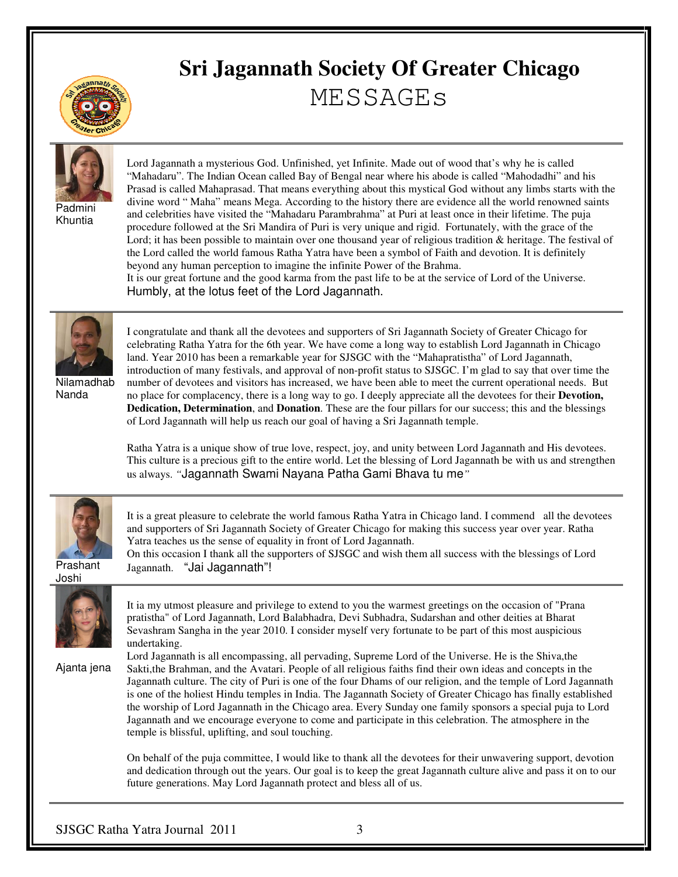# Sri Jagannath Society Of Greater Chicago

## MESSAGEs

Padmini Khuntia

Lord Jagannath a mysterious God. Unfinished, yet Infinite. Made out of wood that's why he is called "Mahadaru". The Indian Ocean called Bay of Bengal near where his abode is called "Mahodadhi" and his Prasad is called Mahaprasad. That means everything about this mystical God without any limbs starts with the divine word " Maha" means Mega. According to the history there are evidence all the world renowned saints and celebrities have visited the "Mahadaru Parambrahma" at Puri at least once in their lifetime. The puja procedure followed at the Sri Mandira of Puri is very unique and rigid. Fortunately, with the grace of the Lord; it has been possible to maintain over one thousand year of religious tradition & heritage. The festival of the Lord called the world famous Ratha Yatra have been a symbol of Faith and devotion. It is definitely beyond any human perception to imagine the infinite Power of the Brahma.

It is our great fortune and the good karma from the past life to be at the service of Lord of the Universe.

Humbly, at the lotus feet of the Lord Jagannath.

---

Nilamadhab Nanda

I congratulate and thank all the devotees and supporters of Sri Jagannath Society of Greater Chicago for celebrating Ratha Yatra for the 6th year. We have come a long way to establish Lord Jagannath in Chicago land. Year 2010 has been a remarkable year for SJSGC with the "Mahapratistha" of Lord Jagannath, introduction of many festivals, and approval of non-profit status to SJSGC. I'm glad to say that over time the number of devotees and visitors has increased, we have been able to meet the current operational needs. But no place for complacency, there is a long way to go. I deeply appreciate all the devotees for their **Devotion, Dedication, Determination**, and **Donation**. These are the four pillars for our success; this and the blessings of Lord Jagannath will help us reach our goal of having a Sri Jagannath temple.

Ratha Yatra is a unique show of true love, respect, joy, and unity between Lord Jagannath and His devotees. This culture is a precious gift to the entire world. Let the blessing of Lord Jagannath be with us and strengthen us always. "Jagannath Swami Nayana Patha Gami Bhava tu me"

---

Prashant Joshi

It is a great pleasure to celebrate the world famous Ratha Yatra in Chicago land. I commend all the devotees and supporters of Sri Jagannath Society of Greater Chicago for making this success year over year. Ratha Yatra teaches us the sense of equality in front of Lord Jagannath.

On this occasion I thank all the supporters of SJSGC and wish them all success with the blessings of Lord Jagannath. "Jai Jagannath"!

---

Ajanta jena

It ia my utmost pleasure and privilege to extend to you the warmest greetings on the occasion of "Prana pratistha" of Lord Jagannath, Lord Balabhadra, Devi Subhadra, Sudarshan and other deities at Bharat Sevashram Sangha in the year 2010. I consider myself very fortunate to be part of this most auspicious undertaking.

Lord Jagannath is all encompassing, all pervading, Supreme Lord of the Universe. He is the Shiva,the Sakti,the Brahman, and the Avatari. People of all religious faiths find their own ideas and concepts in the Jagannath culture. The city of Puri is one of the four Dhams of our religion, and the temple of Lord Jagannath is one of the holiest Hindu temples in India. The Jagannath Society of Greater Chicago has finally established the worship of Lord Jagannath in the Chicago area. Every Sunday one family sponsors a special puja to Lord Jagannath and we encourage everyone to come and participate in this celebration. The atmosphere in the temple is blissful, uplifting, and soul touching.

On behalf of the puja committee, I would like to thank all the devotees for their unwavering support, devotion and dedication through out the years. Our goal is to keep the great Jagannath culture alive and pass it on to our future generations. May Lord Jagannath protect and bless all of us.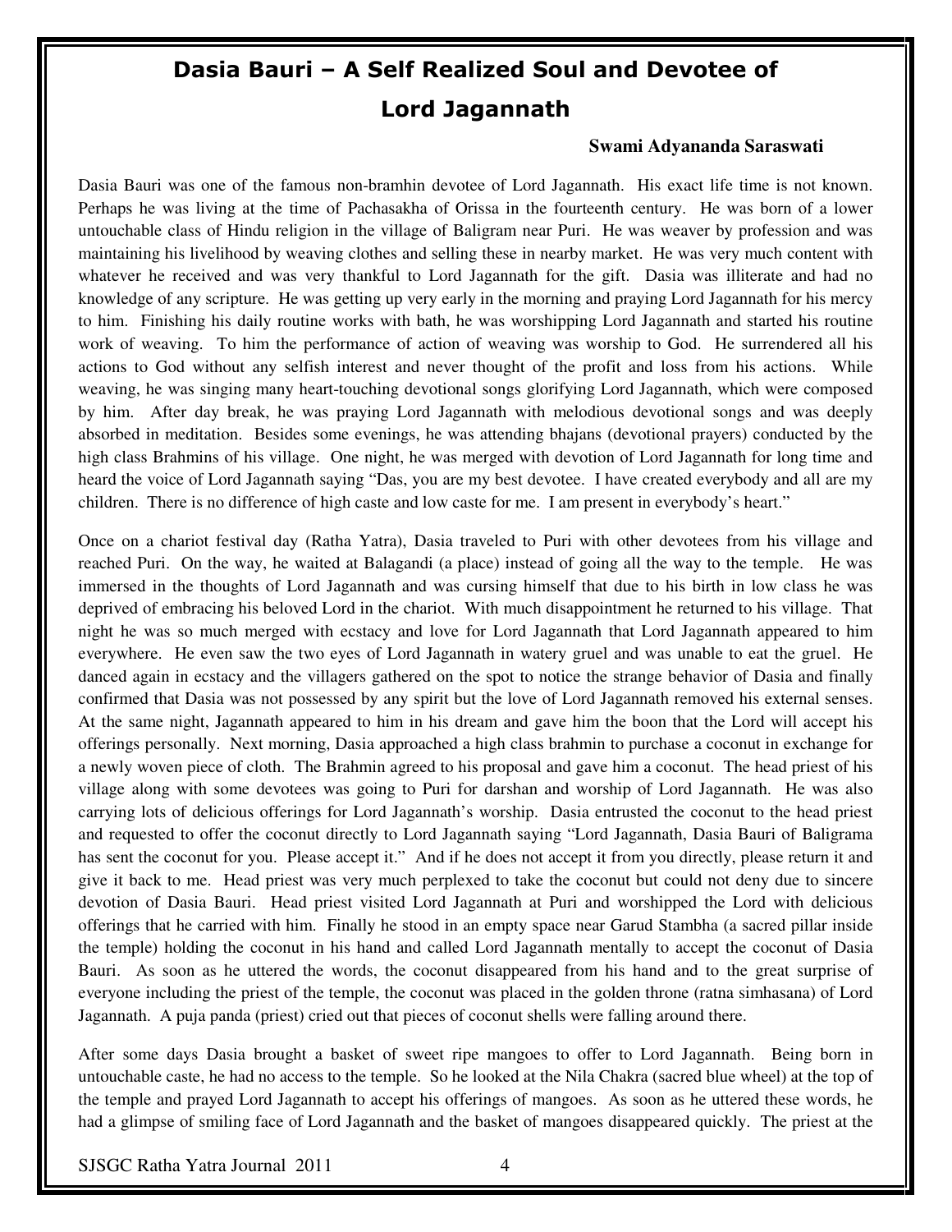# Dasia Bauri – A Self Realized Soul and Devotee of Lord Jagannath

**Swami Adyananda Saraswati**

Dasia Bauri was one of the famous non-bramhin devotee of Lord Jagannath. His exact life time is not known. Perhaps he was living at the time of Pachasakha of Orissa in the fourteenth century. He was born of a lower untouchable class of Hindu religion in the village of Baligram near Puri. He was weaver by profession and was maintaining his livelihood by weaving clothes and selling these in nearby market. He was very much content with whatever he received and was very thankful to Lord Jagannath for the gift. Dasia was illiterate and had no knowledge of any scripture. He was getting up very early in the morning and praying Lord Jagannath for his mercy to him. Finishing his daily routine works with bath, he was worshipping Lord Jagannath and started his routine work of weaving. To him the performance of action of weaving was worship to God. He surrendered all his actions to God without any selfish interest and never thought of the profit and loss from his actions. While weaving, he was singing many heart-touching devotional songs glorifying Lord Jagannath, which were composed by him. After day break, he was praying Lord Jagannath with melodious devotional songs and was deeply absorbed in meditation. Besides some evenings, he was attending bhajans (devotional prayers) conducted by the high class Brahmins of his village. One night, he was merged with devotion of Lord Jagannath for long time and heard the voice of Lord Jagannath saying "Das, you are my best devotee. I have created everybody and all are my children. There is no difference of high caste and low caste for me. I am present in everybody's heart."

Once on a chariot festival day (Ratha Yatra), Dasia traveled to Puri with other devotees from his village and reached Puri. On the way, he waited at Balagandi (a place) instead of going all the way to the temple. He was immersed in the thoughts of Lord Jagannath and was cursing himself that due to his birth in low class he was deprived of embracing his beloved Lord in the chariot. With much disappointment he returned to his village. That night he was so much merged with ecstacy and love for Lord Jagannath that Lord Jagannath appeared to him everywhere. He even saw the two eyes of Lord Jagannath in watery gruel and was unable to eat the gruel. He danced again in ecstacy and the villagers gathered on the spot to notice the strange behavior of Dasia and finally confirmed that Dasia was not possessed by any spirit but the love of Lord Jagannath removed his external senses. At the same night, Jagannath appeared to him in his dream and gave him the boon that the Lord will accept his offerings personally. Next morning, Dasia approached a high class brahmin to purchase a coconut in exchange for a newly woven piece of cloth. The Brahmin agreed to his proposal and gave him a coconut. The head priest of his village along with some devotees was going to Puri for darshan and worship of Lord Jagannath. He was also carrying lots of delicious offerings for Lord Jagannath's worship. Dasia entrusted the coconut to the head priest and requested to offer the coconut directly to Lord Jagannath saying "Lord Jagannath, Dasia Bauri of Baligrama has sent the coconut for you. Please accept it." And if he does not accept it from you directly, please return it and give it back to me. Head priest was very much perplexed to take the coconut but could not deny due to sincere devotion of Dasia Bauri. Head priest visited Lord Jagannath at Puri and worshipped the Lord with delicious offerings that he carried with him. Finally he stood in an empty space near Garud Stambha (a sacred pillar inside the temple) holding the coconut in his hand and called Lord Jagannath mentally to accept the coconut of Dasia Bauri. As soon as he uttered the words, the coconut disappeared from his hand and to the great surprise of everyone including the priest of the temple, the coconut was placed in the golden throne (ratna simhasana) of Lord Jagannath. A puja panda (priest) cried out that pieces of coconut shells were falling around there.

After some days Dasia brought a basket of sweet ripe mangoes to offer to Lord Jagannath. Being born in untouchable caste, he had no access to the temple. So he looked at the Nila Chakra (sacred blue wheel) at the top of the temple and prayed Lord Jagannath to accept his offerings of mangoes. As soon as he uttered these words, he had a glimpse of smiling face of Lord Jagannath and the basket of mangoes disappeared quickly. The priest at the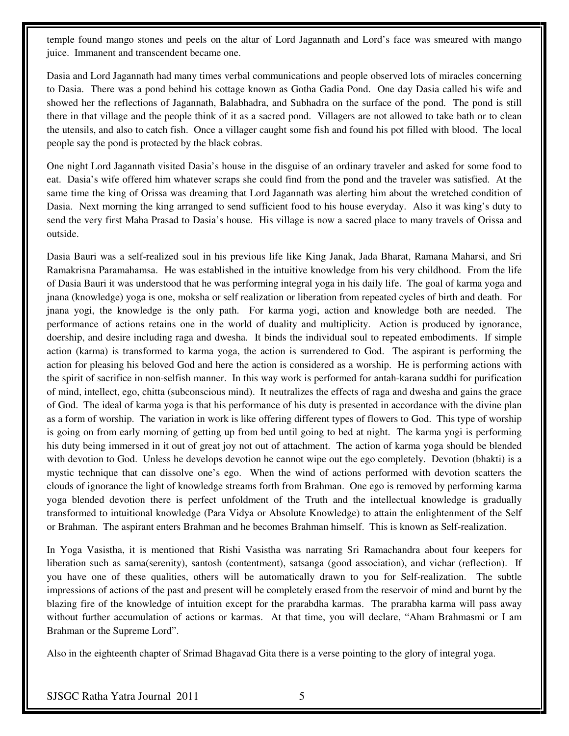temple found mango stones and peels on the altar of Lord Jagannath and Lord's face was smeared with mango juice. Immanent and transcendent became one.

Dasia and Lord Jagannath had many times verbal communications and people observed lots of miracles concerning to Dasia. There was a pond behind his cottage known as Gotha Gadia Pond. One day Dasia called his wife and showed her the reflections of Jagannath, Balabhadra, and Subhadra on the surface of the pond. The pond is still there in that village and the people think of it as a sacred pond. Villagers are not allowed to take bath or to clean the utensils, and also to catch fish. Once a villager caught some fish and found his pot filled with blood. The local people say the pond is protected by the black cobras.

One night Lord Jagannath visited Dasia's house in the disguise of an ordinary traveler and asked for some food to eat. Dasia's wife offered him whatever scraps she could find from the pond and the traveler was satisfied. At the same time the king of Orissa was dreaming that Lord Jagannath was alerting him about the wretched condition of Dasia. Next morning the king arranged to send sufficient food to his house everyday. Also it was king's duty to send the very first Maha Prasad to Dasia's house. His village is now a sacred place to many travels of Orissa and outside.

Dasia Bauri was a self-realized soul in his previous life like King Janak, Jada Bharat, Ramana Maharsi, and Sri Ramakrisna Paramahamsa. He was established in the intuitive knowledge from his very childhood. From the life of Dasia Bauri it was understood that he was performing integral yoga in his daily life. The goal of karma yoga and jnana (knowledge) yoga is one, moksha or self realization or liberation from repeated cycles of birth and death. For jnana yogi, the knowledge is the only path. For karma yogi, action and knowledge both are needed. The performance of actions retains one in the world of duality and multiplicity. Action is produced by ignorance, doership, and desire including raga and dwesha. It binds the individual soul to repeated embodiments. If simple action (karma) is transformed to karma yoga, the action is surrendered to God. The aspirant is performing the action for pleasing his beloved God and here the action is considered as a worship. He is performing actions with the spirit of sacrifice in non-selfish manner. In this way work is performed for antah-karana suddhi for purification of mind, intellect, ego, chitta (subconscious mind). It neutralizes the effects of raga and dwesha and gains the grace of God. The ideal of karma yoga is that his performance of his duty is presented in accordance with the divine plan as a form of worship. The variation in work is like offering different types of flowers to God. This type of worship is going on from early morning of getting up from bed until going to bed at night. The karma yogi is performing his duty being immersed in it out of great joy not out of attachment. The action of karma yoga should be blended with devotion to God. Unless he develops devotion he cannot wipe out the ego completely. Devotion (bhakti) is a mystic technique that can dissolve one's ego. When the wind of actions performed with devotion scatters the clouds of ignorance the light of knowledge streams forth from Brahman. One ego is removed by performing karma yoga blended devotion there is perfect unfoldment of the Truth and the intellectual knowledge is gradually transformed to intuitional knowledge (Para Vidya or Absolute Knowledge) to attain the enlightenment of the Self or Brahman. The aspirant enters Brahman and he becomes Brahman himself. This is known as Self-realization.

In Yoga Vasistha, it is mentioned that Rishi Vasistha was narrating Sri Ramachandra about four keepers for liberation such as sama(serenity), santosh (contentment), satsanga (good association), and vichar (reflection). If you have one of these qualities, others will be automatically drawn to you for Self-realization. The subtle impressions of actions of the past and present will be completely erased from the reservoir of mind and burnt by the blazing fire of the knowledge of intuition except for the prarabdha karmas. The prarabha karma will pass away without further accumulation of actions or karmas. At that time, you will declare, "Aham Brahmasmi or I am Brahman or the Supreme Lord".

Also in the eighteenth chapter of Srimad Bhagavad Gita there is a verse pointing to the glory of integral yoga.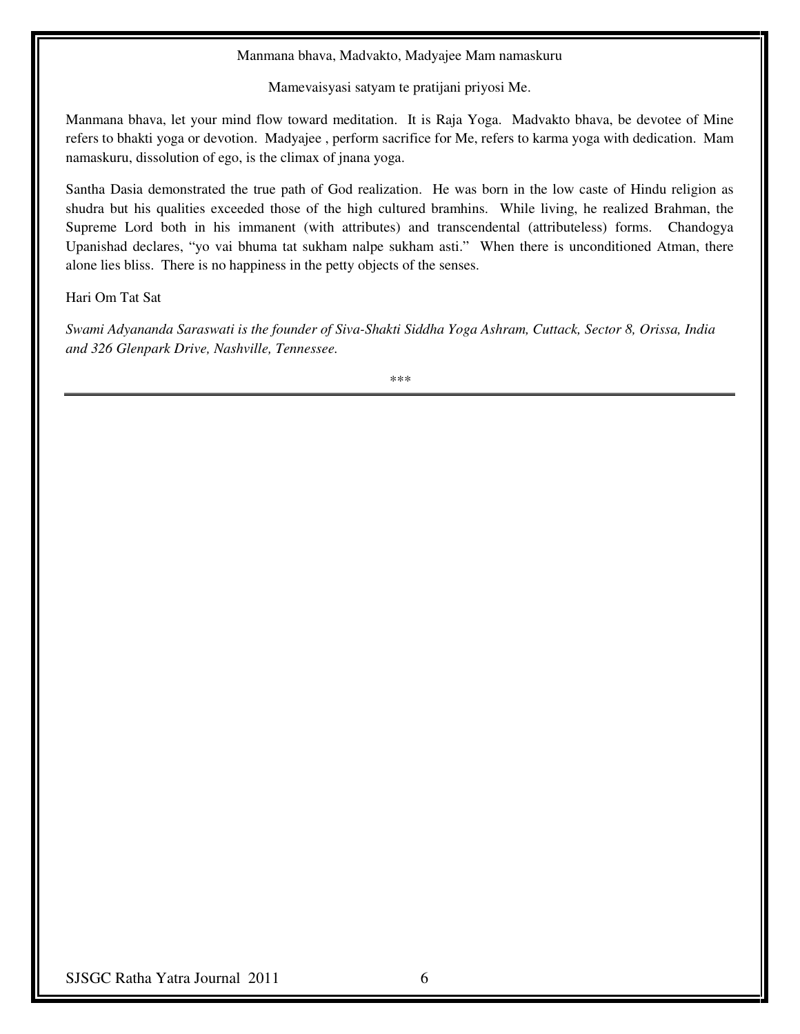Manmana bhava, Madvakto, Madyajee Mam namaskuru

Mamevaisyasi satyam te pratijani priyosi Me.

Manmana bhava, let your mind flow toward meditation. It is Raja Yoga. Madvakto bhava, be devotee of Mine refers to bhakti yoga or devotion. Madyajee , perform sacrifice for Me, refers to karma yoga with dedication. Mam namaskuru, dissolution of ego, is the climax of jnana yoga.

Santha Dasia demonstrated the true path of God realization. He was born in the low caste of Hindu religion as shudra but his qualities exceeded those of the high cultured bramhins. While living, he realized Brahman, the Supreme Lord both in his immanent (with attributes) and transcendental (attributeless) forms. Chandogya Upanishad declares, "yo vai bhuma tat sukham nalpe sukham asti." When there is unconditioned Atman, there alone lies bliss. There is no happiness in the petty objects of the senses.

Hari Om Tat Sat

*Swami Adyananda Saraswati is the founder of Siva-Shakti Siddha Yoga Ashram, Cuttack, Sector 8, Orissa, India and 326 Glenpark Drive, Nashville, Tennessee.*

***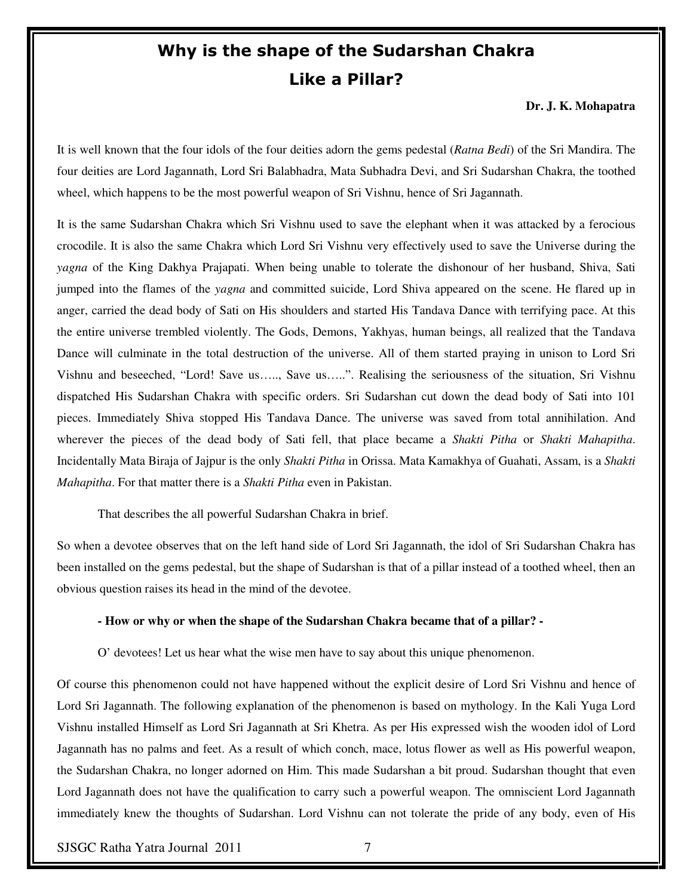# Why is the shape of the Sudarshan Chakra Like a Pillar?

**Dr. J. K. Mohapatra**

It is well known that the four idols of the four deities adorn the gems pedestal (*Ratna Bedi*) of the Sri Mandira. The four deities are Lord Jagannath, Lord Sri Balabhadra, Mata Subhadra Devi, and Sri Sudarshan Chakra, the toothed wheel, which happens to be the most powerful weapon of Sri Vishnu, hence of Sri Jagannath.

It is the same Sudarshan Chakra which Sri Vishnu used to save the elephant when it was attacked by a ferocious crocodile. It is also the same Chakra which Lord Sri Vishnu very effectively used to save the Universe during the *yagna* of the King Dakhya Prajapati. When being unable to tolerate the dishonour of her husband, Shiva, Sati jumped into the flames of the *yagna* and committed suicide, Lord Shiva appeared on the scene. He flared up in anger, carried the dead body of Sati on His shoulders and started His Tandava Dance with terrifying pace. At this the entire universe trembled violently. The Gods, Demons, Yakhyas, human beings, all realized that the Tandava Dance will culminate in the total destruction of the universe. All of them started praying in unison to Lord Sri Vishnu and beseeched, "Lord! Save us….., Save us…..". Realising the seriousness of the situation, Sri Vishnu dispatched His Sudarshan Chakra with specific orders. Sri Sudarshan cut down the dead body of Sati into 101 pieces. Immediately Shiva stopped His Tandava Dance. The universe was saved from total annihilation. And wherever the pieces of the dead body of Sati fell, that place became a *Shakti Pitha* or *Shakti Mahapitha*. Incidentally Mata Biraja of Jajpur is the only *Shakti Pitha* in Orissa. Mata Kamakhya of Guahati, Assam, is a *Shakti Mahapitha*. For that matter there is a *Shakti Pitha* even in Pakistan.

That describes the all powerful Sudarshan Chakra in brief.

So when a devotee observes that on the left hand side of Lord Sri Jagannath, the idol of Sri Sudarshan Chakra has been installed on the gems pedestal, but the shape of Sudarshan is that of a pillar instead of a toothed wheel, then an obvious question raises its head in the mind of the devotee.

**- How or why or when the shape of the Sudarshan Chakra became that of a pillar? -**

O' devotees! Let us hear what the wise men have to say about this unique phenomenon.

Of course this phenomenon could not have happened without the explicit desire of Lord Sri Vishnu and hence of Lord Sri Jagannath. The following explanation of the phenomenon is based on mythology. In the Kali Yuga Lord Vishnu installed Himself as Lord Sri Jagannath at Sri Khetra. As per His expressed wish the wooden idol of Lord Jagannath has no palms and feet. As a result of which conch, mace, lotus flower as well as His powerful weapon, the Sudarshan Chakra, no longer adorned on Him. This made Sudarshan a bit proud. Sudarshan thought that even Lord Jagannath does not have the qualification to carry such a powerful weapon. The omniscient Lord Jagannath immediately knew the thoughts of Sudarshan. Lord Vishnu can not tolerate the pride of any body, even of His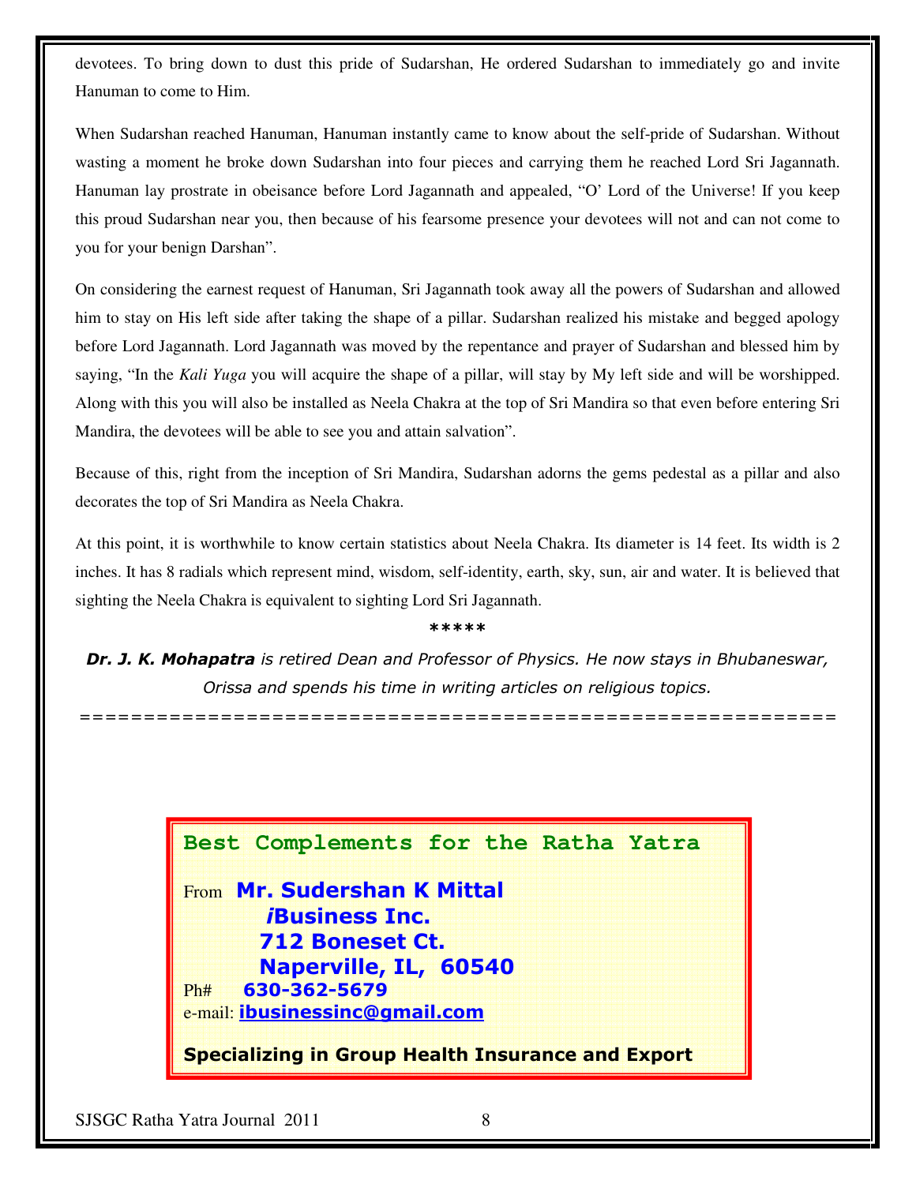devotees. To bring down to dust this pride of Sudarshan, He ordered Sudarshan to immediately go and invite Hanuman to come to Him.

When Sudarshan reached Hanuman, Hanuman instantly came to know about the self-pride of Sudarshan. Without wasting a moment he broke down Sudarshan into four pieces and carrying them he reached Lord Sri Jagannath. Hanuman lay prostrate in obeisance before Lord Jagannath and appealed, "O' Lord of the Universe! If you keep this proud Sudarshan near you, then because of his fearsome presence your devotees will not and can not come to you for your benign Darshan".

On considering the earnest request of Hanuman, Sri Jagannath took away all the powers of Sudarshan and allowed him to stay on His left side after taking the shape of a pillar. Sudarshan realized his mistake and begged apology before Lord Jagannath. Lord Jagannath was moved by the repentance and prayer of Sudarshan and blessed him by saying, "In the *Kali Yuga* you will acquire the shape of a pillar, will stay by My left side and will be worshipped. Along with this you will also be installed as Neela Chakra at the top of Sri Mandira so that even before entering Sri Mandira, the devotees will be able to see you and attain salvation".

Because of this, right from the inception of Sri Mandira, Sudarshan adorns the gems pedestal as a pillar and also decorates the top of Sri Mandira as Neela Chakra.

At this point, it is worthwhile to know certain statistics about Neela Chakra. Its diameter is 14 feet. Its width is 2 inches. It has 8 radials which represent mind, wisdom, self-identity, earth, sky, sun, air and water. It is believed that sighting the Neela Chakra is equivalent to sighting Lord Sri Jagannath.

*****

***Dr. J. K. Mohapatra*** *is retired Dean and Professor of Physics. He now stays in Bhubaneswar, Orissa and spends his time in writing articles on religious topics.*

---

**Best Complements for the Ratha Yatra**

From **Mr. Sudershan K Mittal**
***i*****Business Inc.**
**712 Boneset Ct.**
**Naperville, IL, 60540**
Ph# **630-362-5679**
e-mail: **ibusinessinc@gmail.com**

**Specializing in Group Health Insurance and Export**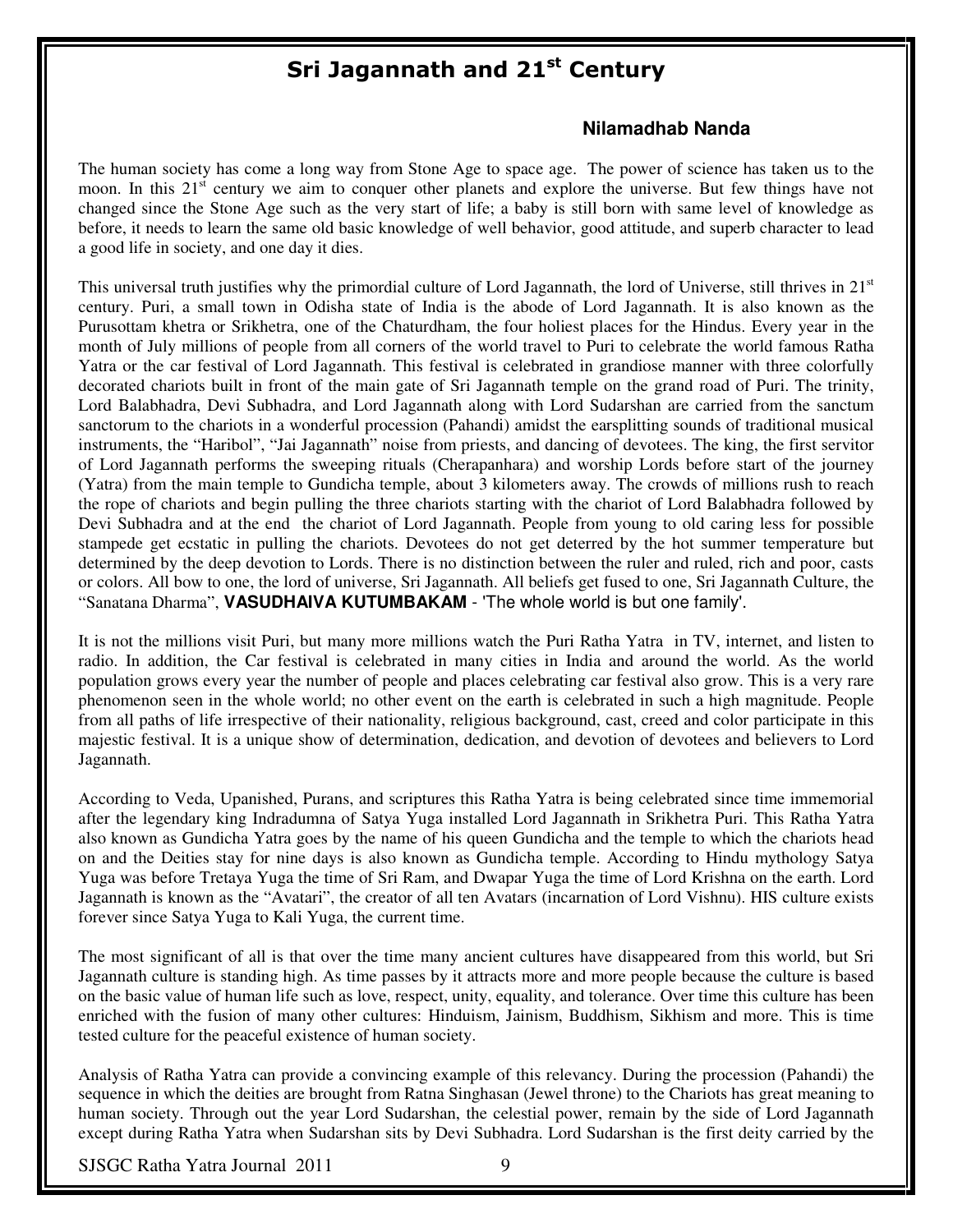# Sri Jagannath and 21st Century

**Nilamadhab Nanda**

The human society has come a long way from Stone Age to space age. The power of science has taken us to the moon. In this 21st century we aim to conquer other planets and explore the universe. But few things have not changed since the Stone Age such as the very start of life; a baby is still born with same level of knowledge as before, it needs to learn the same old basic knowledge of well behavior, good attitude, and superb character to lead a good life in society, and one day it dies.

This universal truth justifies why the primordial culture of Lord Jagannath, the lord of Universe, still thrives in 21st century. Puri, a small town in Odisha state of India is the abode of Lord Jagannath. It is also known as the Purusottam khetra or Srikhetra, one of the Chaturdham, the four holiest places for the Hindus. Every year in the month of July millions of people from all corners of the world travel to Puri to celebrate the world famous Ratha Yatra or the car festival of Lord Jagannath. This festival is celebrated in grandiose manner with three colorfully decorated chariots built in front of the main gate of Sri Jagannath temple on the grand road of Puri. The trinity, Lord Balabhadra, Devi Subhadra, and Lord Jagannath along with Lord Sudarshan are carried from the sanctum sanctorum to the chariots in a wonderful procession (Pahandi) amidst the earsplitting sounds of traditional musical instruments, the "Haribol", "Jai Jagannath" noise from priests, and dancing of devotees. The king, the first servitor of Lord Jagannath performs the sweeping rituals (Cherapanhara) and worship Lords before start of the journey (Yatra) from the main temple to Gundicha temple, about 3 kilometers away. The crowds of millions rush to reach the rope of chariots and begin pulling the three chariots starting with the chariot of Lord Balabhadra followed by Devi Subhadra and at the end the chariot of Lord Jagannath. People from young to old caring less for possible stampede get ecstatic in pulling the chariots. Devotees do not get deterred by the hot summer temperature but determined by the deep devotion to Lords. There is no distinction between the ruler and ruled, rich and poor, casts or colors. All bow to one, the lord of universe, Sri Jagannath. All beliefs get fused to one, Sri Jagannath Culture, the "Sanatana Dharma", **VASUDHAIVA KUTUMBAKAM** - 'The whole world is but one family'.

It is not the millions visit Puri, but many more millions watch the Puri Ratha Yatra in TV, internet, and listen to radio. In addition, the Car festival is celebrated in many cities in India and around the world. As the world population grows every year the number of people and places celebrating car festival also grow. This is a very rare phenomenon seen in the whole world; no other event on the earth is celebrated in such a high magnitude. People from all paths of life irrespective of their nationality, religious background, cast, creed and color participate in this majestic festival. It is a unique show of determination, dedication, and devotion of devotees and believers to Lord Jagannath.

According to Veda, Upanished, Purans, and scriptures this Ratha Yatra is being celebrated since time immemorial after the legendary king Indradumna of Satya Yuga installed Lord Jagannath in Srikhetra Puri. This Ratha Yatra also known as Gundicha Yatra goes by the name of his queen Gundicha and the temple to which the chariots head on and the Deities stay for nine days is also known as Gundicha temple. According to Hindu mythology Satya Yuga was before Tretaya Yuga the time of Sri Ram, and Dwapar Yuga the time of Lord Krishna on the earth. Lord Jagannath is known as the "Avatari", the creator of all ten Avatars (incarnation of Lord Vishnu). HIS culture exists forever since Satya Yuga to Kali Yuga, the current time.

The most significant of all is that over the time many ancient cultures have disappeared from this world, but Sri Jagannath culture is standing high. As time passes by it attracts more and more people because the culture is based on the basic value of human life such as love, respect, unity, equality, and tolerance. Over time this culture has been enriched with the fusion of many other cultures: Hinduism, Jainism, Buddhism, Sikhism and more. This is time tested culture for the peaceful existence of human society.

Analysis of Ratha Yatra can provide a convincing example of this relevancy. During the procession (Pahandi) the sequence in which the deities are brought from Ratna Singhasan (Jewel throne) to the Chariots has great meaning to human society. Through out the year Lord Sudarshan, the celestial power, remain by the side of Lord Jagannath except during Ratha Yatra when Sudarshan sits by Devi Subhadra. Lord Sudarshan is the first deity carried by the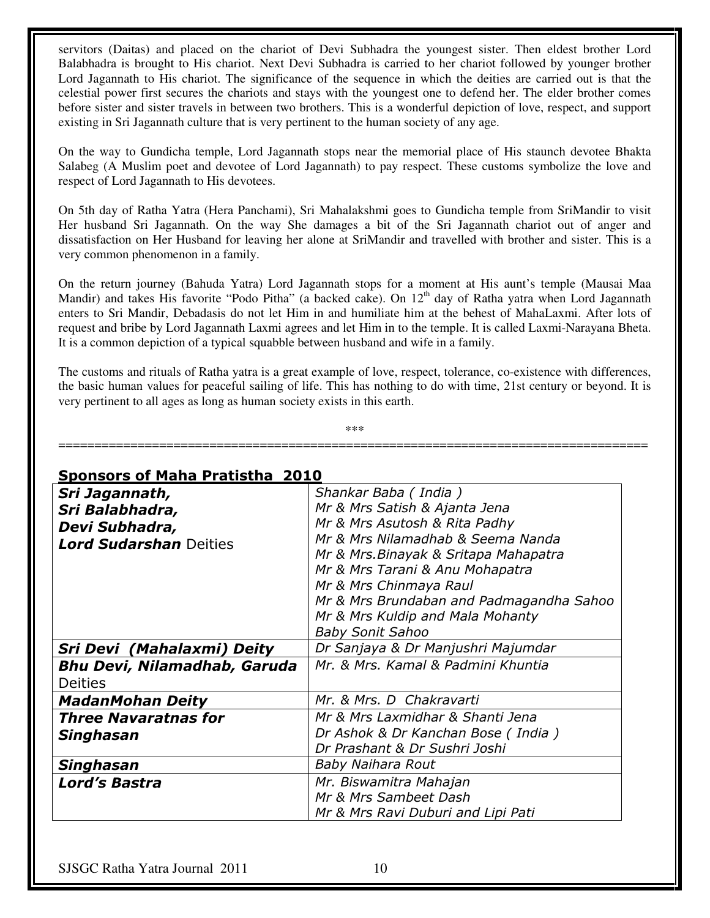servitors (Daitas) and placed on the chariot of Devi Subhadra the youngest sister. Then eldest brother Lord Balabhadra is brought to His chariot. Next Devi Subhadra is carried to her chariot followed by younger brother Lord Jagannath to His chariot. The significance of the sequence in which the deities are carried out is that the celestial power first secures the chariots and stays with the youngest one to defend her. The elder brother comes before sister and sister travels in between two brothers. This is a wonderful depiction of love, respect, and support existing in Sri Jagannath culture that is very pertinent to the human society of any age.

On the way to Gundicha temple, Lord Jagannath stops near the memorial place of His staunch devotee Bhakta Salabeg (A Muslim poet and devotee of Lord Jagannath) to pay respect. These customs symbolize the love and respect of Lord Jagannath to His devotees.

On 5th day of Ratha Yatra (Hera Panchami), Sri Mahalakshmi goes to Gundicha temple from SriMandir to visit Her husband Sri Jagannath. On the way She damages a bit of the Sri Jagannath chariot out of anger and dissatisfaction on Her Husband for leaving her alone at SriMandir and travelled with brother and sister. This is a very common phenomenon in a family.

On the return journey (Bahuda Yatra) Lord Jagannath stops for a moment at His aunt's temple (Mausai Maa Mandir) and takes His favorite "Podo Pitha" (a backed cake). On 12th day of Ratha yatra when Lord Jagannath enters to Sri Mandir, Debadasis do not let Him in and humiliate him at the behest of MahaLaxmi. After lots of request and bribe by Lord Jagannath Laxmi agrees and let Him in to the temple. It is called Laxmi-Narayana Bheta. It is a common depiction of a typical squabble between husband and wife in a family.

The customs and rituals of Ratha yatra is a great example of love, respect, tolerance, co-existence with differences, the basic human values for peaceful sailing of life. This has nothing to do with time, 21st century or beyond. It is very pertinent to all ages as long as human society exists in this earth.

\*\*\*

---

## Sponsors of Maha Pratistha 2010

| | |
|---|---|
| ***Sri Jagannath, Sri Balabhadra, Devi Subhadra, Lord Sudarshan*** Deities | *Shankar Baba ( India )*<br>*Mr & Mrs Satish & Ajanta Jena*<br>*Mr & Mrs Asutosh & Rita Padhy*<br>*Mr & Mrs Nilamadhab & Seema Nanda*<br>*Mr & Mrs.Binayak & Sritapa Mahapatra*<br>*Mr & Mrs Tarani & Anu Mohapatra*<br>*Mr & Mrs Chinmaya Raul*<br>*Mr & Mrs Brundaban and Padmagandha Sahoo*<br>*Mr & Mrs Kuldip and Mala Mohanty*<br>*Baby Sonit Sahoo* |
| ***Sri Devi (Mahalaxmi) Deity*** | *Dr Sanjaya & Dr Manjushri Majumdar* |
| ***Bhu Devi, Nilamadhab, Garuda*** Deities | *Mr. & Mrs. Kamal & Padmini Khuntia* |
| ***MadanMohan Deity*** | *Mr. & Mrs. D Chakravarti* |
| ***Three Navaratnas for Singhasan*** | *Mr & Mrs Laxmidhar & Shanti Jena*<br>*Dr Ashok & Dr Kanchan Bose ( India )*<br>*Dr Prashant & Dr Sushri Joshi* |
| ***Singhasan*** | *Baby Naihara Rout* |
| ***Lord's Bastra*** | *Mr. Biswamitra Mahajan*<br>*Mr & Mrs Sambeet Dash*<br>*Mr & Mrs Ravi Duburi and Lipi Pati* |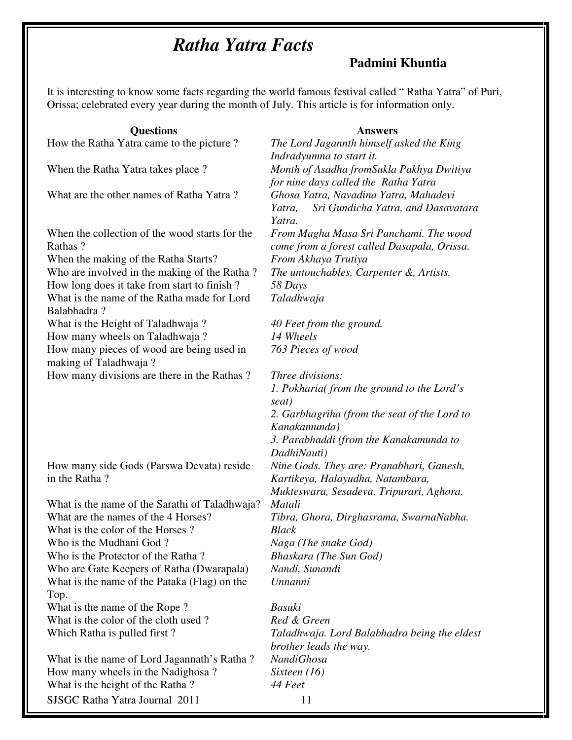# *Ratha Yatra Facts*

**Padmini Khuntia**

It is interesting to know some facts regarding the world famous festival called " Ratha Yatra" of Puri, Orissa; celebrated every year during the month of July. This article is for information only.

| Questions | Answers |
|---|---|
| How the Ratha Yatra came to the picture ? | *The Lord Jagannth himself asked the King Indradyumna to start it.* |
| When the Ratha Yatra takes place ? | *Month of Asadha fromSukla Pakhya Dwitiya for nine days called the Ratha Yatra* |
| What are the other names of Ratha Yatra ? | *Ghosa Yatra, Navadina Yatra, Mahadevi Yatra, Sri Gundicha Yatra, and Dasavatara Yatra.* |
| When the collection of the wood starts for the Rathas ? | *From Magha Masa Sri Panchami. The wood come from a forest called Dasapala, Orissa.* |
| When the making of the Ratha Starts? | *From Akhaya Trutiya* |
| Who are involved in the making of the Ratha ? | *The untouchables, Carpenter &, Artists.* |
| How long does it take from start to finish ? | *58 Days* |
| What is the name of the Ratha made for Lord Balabhadra ? | *Taladhwaja* |
| What is the Height of Taladhwaja ? | *40 Feet from the ground.* |
| How many wheels on Taladhwaja ? | *14 Wheels* |
| How many pieces of wood are being used in making of Taladhwaja ? | *763 Pieces of wood* |
| How many divisions are there in the Rathas ? | *Three divisions:* <br> *1. Pokharia( from the ground to the Lord's seat)* <br> *2. Garbhagriha (from the seat of the Lord to Kanakamunda)* <br> *3. Parabhaddi (from the Kanakamunda to DadhiNauti)* |
| How many side Gods (Parswa Devata) reside in the Ratha ? | *Nine Gods. They are: Pranabhari, Ganesh, Kartikeya, Halayudha, Natambara, Mukteswara, Sesadeva, Tripurari, Aghora.* |
| What is the name of the Sarathi of Taladhwaja? | *Matali* |
| What are the names of the 4 Horses? | *Tibra, Ghora, Dirghasrama, SwarnaNabha.* |
| What is the color of the Horses ? | *Black* |
| Who is the Mudhani God ? | *Naga (The snake God)* |
| Who is the Protector of the Ratha ? | *Bhaskara (The Sun God)* |
| Who are Gate Keepers of Ratha (Dwarapala) | *Nandi, Sunandi* |
| What is the name of the Pataka (Flag) on the Top. | *Unnanni* |
| What is the name of the Rope ? | *Basuki* |
| What is the color of the cloth used ? | *Red & Green* |
| Which Ratha is pulled first ? | *Taladhwaja. Lord Balabhadra being the eldest brother leads the way.* |
| What is the name of Lord Jagannath's Ratha ? | *NandiGhosa* |
| How many wheels in the Nadighosa ? | *Sixteen (16)* |
| What is the height of the Ratha ? | *44 Feet* |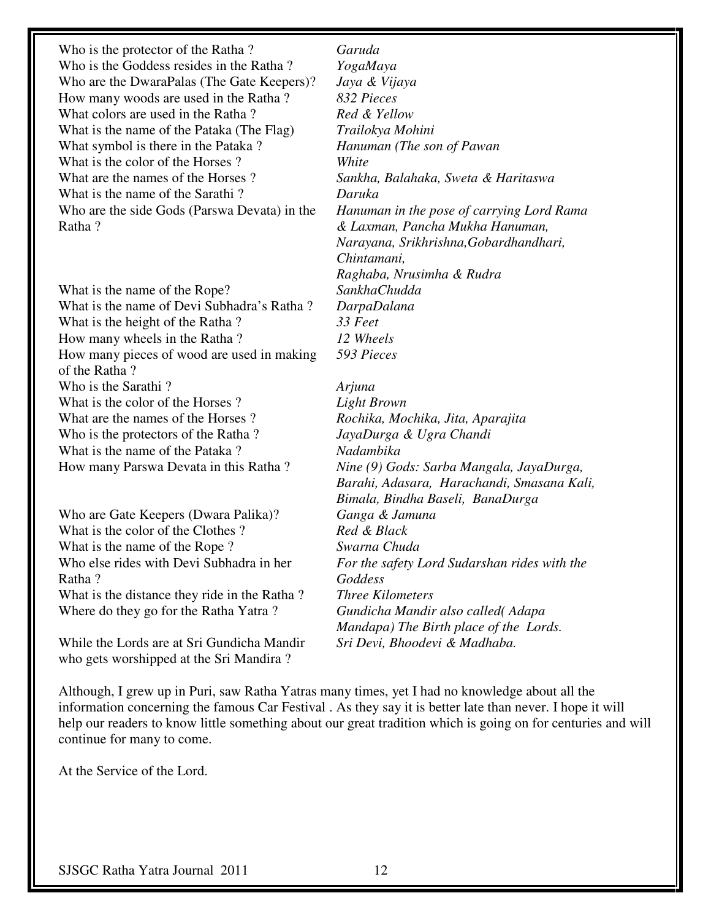| | |
|---|---|
| Who is the protector of the Ratha ? | *Garuda* |
| Who is the Goddess resides in the Ratha ? | *YogaMaya* |
| Who are the DwaraPalas (The Gate Keepers)? | *Jaya & Vijaya* |
| How many woods are used in the Ratha ? | *832 Pieces* |
| What colors are used in the Ratha ? | *Red & Yellow* |
| What is the name of the Pataka (The Flag) | *Trailokya Mohini* |
| What symbol is there in the Pataka ? | *Hanuman (The son of Pawan* |
| What is the color of the Horses ? | *White* |
| What are the names of the Horses ? | *Sankha, Balahaka, Sweta & Haritaswa* |
| What is the name of the Sarathi ? | *Daruka* |
| Who are the side Gods (Parswa Devata) in the Ratha ? | *Hanuman in the pose of carrying Lord Rama & Laxman, Pancha Mukha Hanuman, Narayana, Srikhrishna,Gobardhandhari, Chintamani, Raghaba, Nrusimha & Rudra* |
| What is the name of the Rope? | *SankhaChudda* |
| What is the name of Devi Subhadra's Ratha ? | *DarpaDalana* |
| What is the height of the Ratha ? | *33 Feet* |
| How many wheels in the Ratha ? | *12 Wheels* |
| How many pieces of wood are used in making of the Ratha ? | *593 Pieces* |
| Who is the Sarathi ? | *Arjuna* |
| What is the color of the Horses ? | *Light Brown* |
| What are the names of the Horses ? | *Rochika, Mochika, Jita, Aparajita* |
| Who is the protectors of the Ratha ? | *JayaDurga & Ugra Chandi* |
| What is the name of the Pataka ? | *Nadambika* |
| How many Parswa Devata in this Ratha ? | *Nine (9) Gods: Sarba Mangala, JayaDurga, Barahi, Adasara, Harachandi, Smasana Kali, Bimala, Bindha Baseli, BanaDurga* |
| Who are Gate Keepers (Dwara Palika)? | *Ganga & Jamuna* |
| What is the color of the Clothes ? | *Red & Black* |
| What is the name of the Rope ? | *Swarna Chuda* |
| Who else rides with Devi Subhadra in her Ratha ? | *For the safety Lord Sudarshan rides with the Goddess* |
| What is the distance they ride in the Ratha ? | *Three Kilometers* |
| Where do they go for the Ratha Yatra ? | *Gundicha Mandir also called( Adapa Mandapa) The Birth place of the Lords.* |
| While the Lords are at Sri Gundicha Mandir who gets worshipped at the Sri Mandira ? | *Sri Devi, Bhoodevi & Madhaba.* |

Although, I grew up in Puri, saw Ratha Yatras many times, yet I had no knowledge about all the information concerning the famous Car Festival . As they say it is better late than never. I hope it will help our readers to know little something about our great tradition which is going on for centuries and will continue for many to come.

At the Service of the Lord.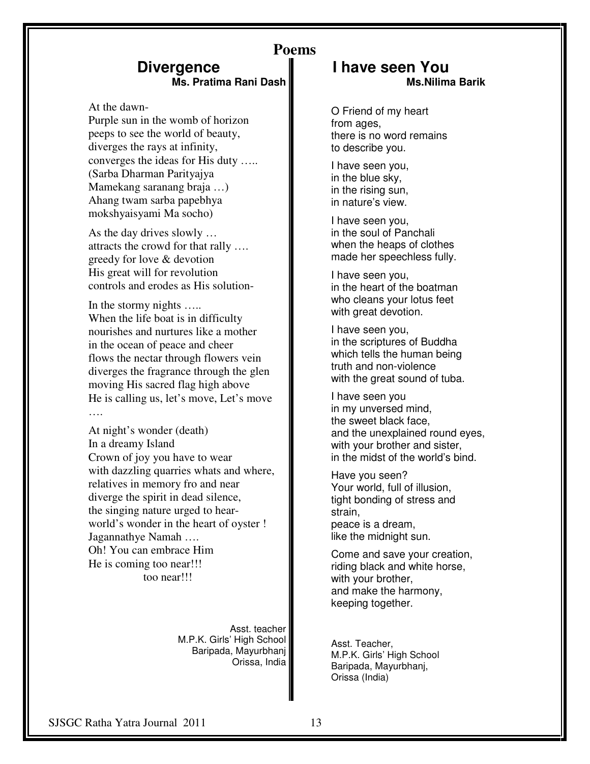# Poems

## Divergence

**Ms. Pratima Rani Dash**

At the dawn-
Purple sun in the womb of horizon
peeps to see the world of beauty,
diverges the rays at infinity,
converges the ideas for His duty …..
(Sarba Dharman Parityajya
Mamekang saranang braja …)
Ahang twam sarba papebhya
mokshyaisyami Ma socho)

As the day drives slowly …
attracts the crowd for that rally ….
greedy for love & devotion
His great will for revolution
controls and erodes as His solution-

In the stormy nights …..
When the life boat is in difficulty
nourishes and nurtures like a mother
in the ocean of peace and cheer
flows the nectar through flowers vein
diverges the fragrance through the glen
moving His sacred flag high above
He is calling us, let's move, Let's move
….

At night's wonder (death)
In a dreamy Island
Crown of joy you have to wear
with dazzling quarries whats and where,
relatives in memory fro and near
diverge the spirit in dead silence,
the singing nature urged to hear-
world's wonder in the heart of oyster !
Jagannathye Namah ….
Oh! You can embrace Him
He is coming too near!!!
too near!!!

Asst. teacher
M.P.K. Girls' High School
Baripada, Mayurbhanj
Orissa, India

## I have seen You

**Ms.Nilima Barik**

O Friend of my heart
from ages,
there is no word remains
to describe you.

I have seen you,
in the blue sky,
in the rising sun,
in nature's view.

I have seen you,
in the soul of Panchali
when the heaps of clothes
made her speechless fully.

I have seen you,
in the heart of the boatman
who cleans your lotus feet
with great devotion.

I have seen you,
in the scriptures of Buddha
which tells the human being
truth and non-violence
with the great sound of tuba.

I have seen you
in my unversed mind,
the sweet black face,
and the unexplained round eyes,
with your brother and sister,
in the midst of the world's bind.

Have you seen?
Your world, full of illusion,
tight bonding of stress and
strain,
peace is a dream,
like the midnight sun.

Come and save your creation,
riding black and white horse,
with your brother,
and make the harmony,
keeping together.

Asst. Teacher,
M.P.K. Girls' High School
Baripada, Mayurbhanj,
Orissa (India)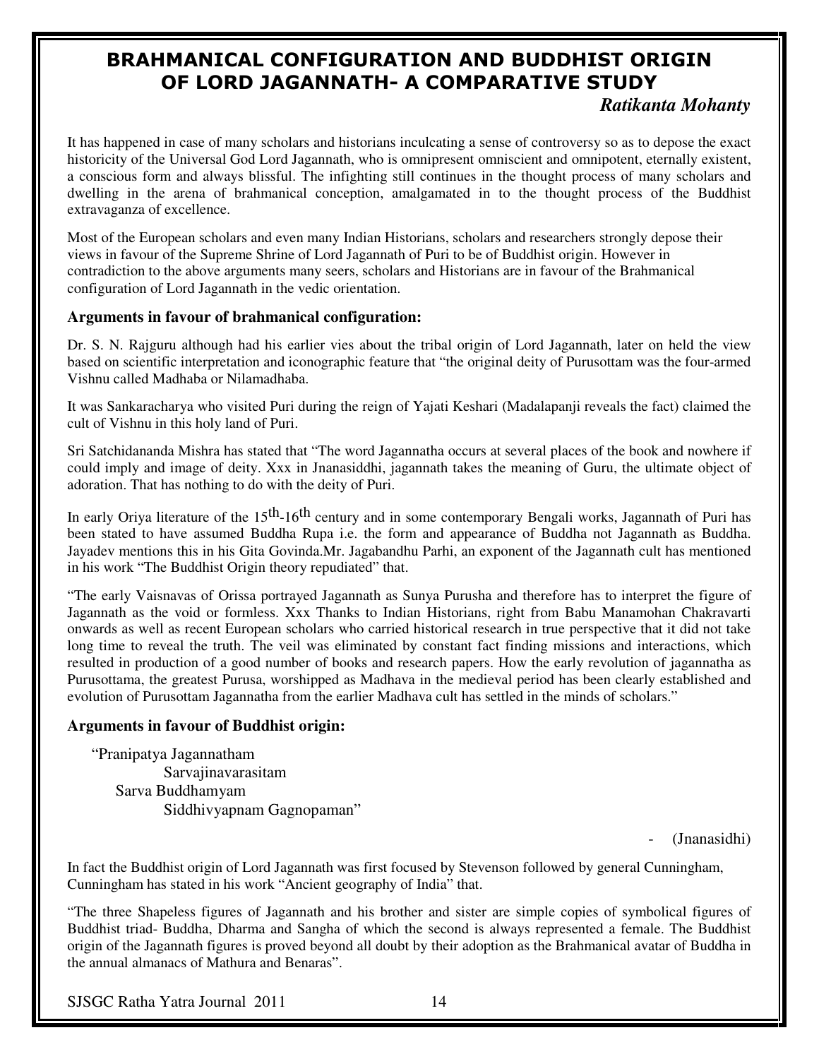# BRAHMANICAL CONFIGURATION AND BUDDHIST ORIGIN OF LORD JAGANNATH- A COMPARATIVE STUDY

***Ratikanta Mohanty***

It has happened in case of many scholars and historians inculcating a sense of controversy so as to depose the exact historicity of the Universal God Lord Jagannath, who is omnipresent omniscient and omnipotent, eternally existent, a conscious form and always blissful. The infighting still continues in the thought process of many scholars and dwelling in the arena of brahmanical conception, amalgamated in to the thought process of the Buddhist extravaganza of excellence.

Most of the European scholars and even many Indian Historians, scholars and researchers strongly depose their views in favour of the Supreme Shrine of Lord Jagannath of Puri to be of Buddhist origin. However in contradiction to the above arguments many seers, scholars and Historians are in favour of the Brahmanical configuration of Lord Jagannath in the vedic orientation.

### Arguments in favour of brahmanical configuration:

Dr. S. N. Rajguru although had his earlier vies about the tribal origin of Lord Jagannath, later on held the view based on scientific interpretation and iconographic feature that "the original deity of Purusottam was the four-armed Vishnu called Madhaba or Nilamadhaba.

It was Sankaracharya who visited Puri during the reign of Yajati Keshari (Madalapanji reveals the fact) claimed the cult of Vishnu in this holy land of Puri.

Sri Satchidananda Mishra has stated that "The word Jagannatha occurs at several places of the book and nowhere if could imply and image of deity. Xxx in Jnanasiddhi, jagannath takes the meaning of Guru, the ultimate object of adoration. That has nothing to do with the deity of Puri.

In early Oriya literature of the 15th-16th century and in some contemporary Bengali works, Jagannath of Puri has been stated to have assumed Buddha Rupa i.e. the form and appearance of Buddha not Jagannath as Buddha. Jayadev mentions this in his Gita Govinda.Mr. Jagabandhu Parhi, an exponent of the Jagannath cult has mentioned in his work "The Buddhist Origin theory repudiated" that.

"The early Vaisnavas of Orissa portrayed Jagannath as Sunya Purusha and therefore has to interpret the figure of Jagannath as the void or formless. Xxx Thanks to Indian Historians, right from Babu Manamohan Chakravarti onwards as well as recent European scholars who carried historical research in true perspective that it did not take long time to reveal the truth. The veil was eliminated by constant fact finding missions and interactions, which resulted in production of a good number of books and research papers. How the early revolution of jagannatha as Purusottama, the greatest Purusa, worshipped as Madhava in the medieval period has been clearly established and evolution of Purusottam Jagannatha from the earlier Madhava cult has settled in the minds of scholars."

### Arguments in favour of Buddhist origin:

"Pranipatya Jagannatham
Sarvajinavarasitam
Sarva Buddhamyam
Siddhivyapnam Gagnopaman"

\- (Jnanasidhi)

In fact the Buddhist origin of Lord Jagannath was first focused by Stevenson followed by general Cunningham, Cunningham has stated in his work "Ancient geography of India" that.

"The three Shapeless figures of Jagannath and his brother and sister are simple copies of symbolical figures of Buddhist triad- Buddha, Dharma and Sangha of which the second is always represented a female. The Buddhist origin of the Jagannath figures is proved beyond all doubt by their adoption as the Brahmanical avatar of Buddha in the annual almanacs of Mathura and Benaras".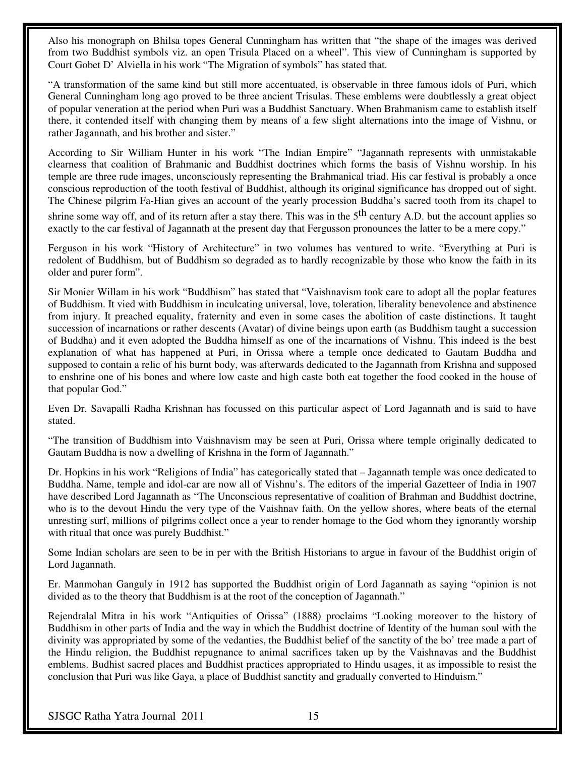Also his monograph on Bhilsa topes General Cunningham has written that "the shape of the images was derived from two Buddhist symbols viz. an open Trisula Placed on a wheel". This view of Cunningham is supported by Court Gobet D' Alviella in his work "The Migration of symbols" has stated that.

"A transformation of the same kind but still more accentuated, is observable in three famous idols of Puri, which General Cunningham long ago proved to be three ancient Trisulas. These emblems were doubtlessly a great object of popular veneration at the period when Puri was a Buddhist Sanctuary. When Brahmanism came to establish itself there, it contended itself with changing them by means of a few slight alternations into the image of Vishnu, or rather Jagannath, and his brother and sister."

According to Sir William Hunter in his work "The Indian Empire" "Jagannath represents with unmistakable clearness that coalition of Brahmanic and Buddhist doctrines which forms the basis of Vishnu worship. In his temple are three rude images, unconsciously representing the Brahmanical triad. His car festival is probably a once conscious reproduction of the tooth festival of Buddhist, although its original significance has dropped out of sight. The Chinese pilgrim Fa-Hian gives an account of the yearly procession Buddha's sacred tooth from its chapel to shrine some way off, and of its return after a stay there. This was in the 5th century A.D. but the account applies so exactly to the car festival of Jagannath at the present day that Fergusson pronounces the latter to be a mere copy."

Ferguson in his work "History of Architecture" in two volumes has ventured to write. "Everything at Puri is redolent of Buddhism, but of Buddhism so degraded as to hardly recognizable by those who know the faith in its older and purer form".

Sir Monier Willam in his work "Buddhism" has stated that "Vaishnavism took care to adopt all the poplar features of Buddhism. It vied with Buddhism in inculcating universal, love, toleration, liberality benevolence and abstinence from injury. It preached equality, fraternity and even in some cases the abolition of caste distinctions. It taught succession of incarnations or rather descents (Avatar) of divine beings upon earth (as Buddhism taught a succession of Buddha) and it even adopted the Buddha himself as one of the incarnations of Vishnu. This indeed is the best explanation of what has happened at Puri, in Orissa where a temple once dedicated to Gautam Buddha and supposed to contain a relic of his burnt body, was afterwards dedicated to the Jagannath from Krishna and supposed to enshrine one of his bones and where low caste and high caste both eat together the food cooked in the house of that popular God."

Even Dr. Savapalli Radha Krishnan has focussed on this particular aspect of Lord Jagannath and is said to have stated.

"The transition of Buddhism into Vaishnavism may be seen at Puri, Orissa where temple originally dedicated to Gautam Buddha is now a dwelling of Krishna in the form of Jagannath."

Dr. Hopkins in his work "Religions of India" has categorically stated that – Jagannath temple was once dedicated to Buddha. Name, temple and idol-car are now all of Vishnu's. The editors of the imperial Gazetteer of India in 1907 have described Lord Jagannath as "The Unconscious representative of coalition of Brahman and Buddhist doctrine, who is to the devout Hindu the very type of the Vaishnav faith. On the yellow shores, where beats of the eternal unresting surf, millions of pilgrims collect once a year to render homage to the God whom they ignorantly worship with ritual that once was purely Buddhist."

Some Indian scholars are seen to be in per with the British Historians to argue in favour of the Buddhist origin of Lord Jagannath.

Er. Manmohan Ganguly in 1912 has supported the Buddhist origin of Lord Jagannath as saying "opinion is not divided as to the theory that Buddhism is at the root of the conception of Jagannath."

Rejendralal Mitra in his work "Antiquities of Orissa" (1888) proclaims "Looking moreover to the history of Buddhism in other parts of India and the way in which the Buddhist doctrine of Identity of the human soul with the divinity was appropriated by some of the vedanties, the Buddhist belief of the sanctity of the bo' tree made a part of the Hindu religion, the Buddhist repugnance to animal sacrifices taken up by the Vaishnavas and the Buddhist emblems. Budhist sacred places and Buddhist practices appropriated to Hindu usages, it as impossible to resist the conclusion that Puri was like Gaya, a place of Buddhist sanctity and gradually converted to Hinduism."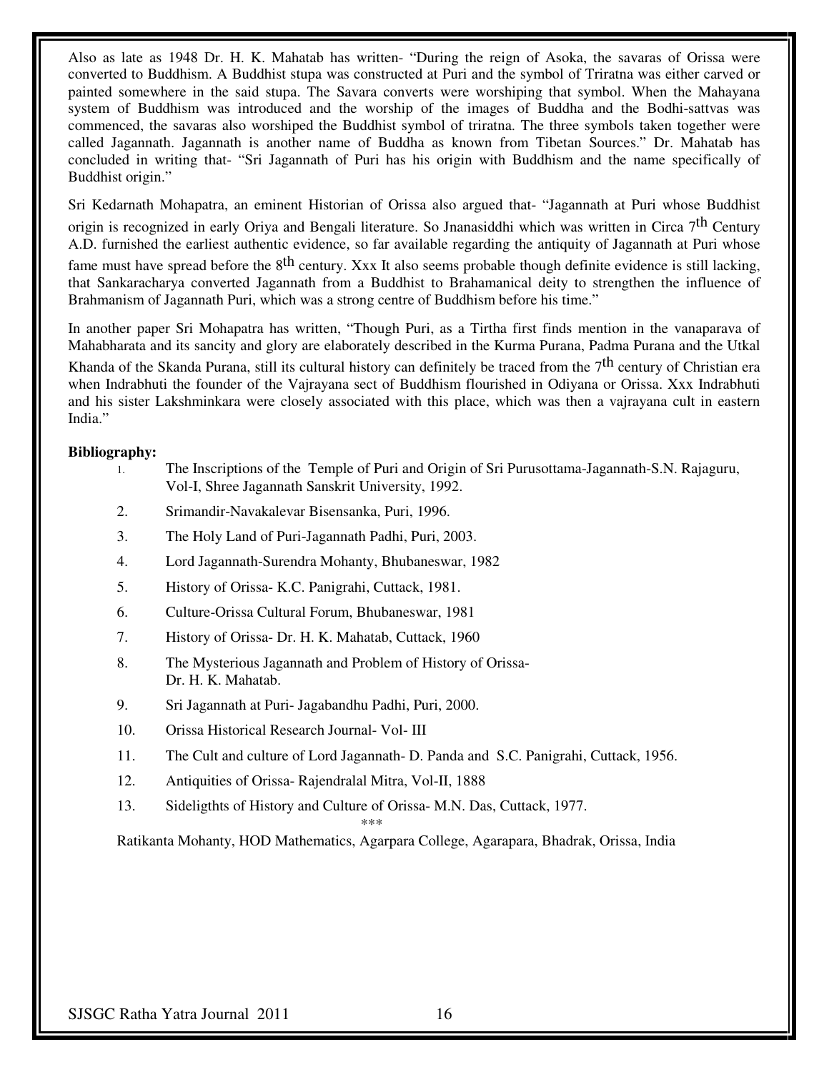Also as late as 1948 Dr. H. K. Mahatab has written- "During the reign of Asoka, the savaras of Orissa were converted to Buddhism. A Buddhist stupa was constructed at Puri and the symbol of Triratna was either carved or painted somewhere in the said stupa. The Savara converts were worshiping that symbol. When the Mahayana system of Buddhism was introduced and the worship of the images of Buddha and the Bodhi-sattvas was commenced, the savaras also worshiped the Buddhist symbol of triratna. The three symbols taken together were called Jagannath. Jagannath is another name of Buddha as known from Tibetan Sources." Dr. Mahatab has concluded in writing that- "Sri Jagannath of Puri has his origin with Buddhism and the name specifically of Buddhist origin."

Sri Kedarnath Mohapatra, an eminent Historian of Orissa also argued that- "Jagannath at Puri whose Buddhist origin is recognized in early Oriya and Bengali literature. So Jnanasiddhi which was written in Circa 7th Century A.D. furnished the earliest authentic evidence, so far available regarding the antiquity of Jagannath at Puri whose fame must have spread before the 8th century. Xxx It also seems probable though definite evidence is still lacking, that Sankaracharya converted Jagannath from a Buddhist to Brahamanical deity to strengthen the influence of Brahmanism of Jagannath Puri, which was a strong centre of Buddhism before his time."

In another paper Sri Mohapatra has written, "Though Puri, as a Tirtha first finds mention in the vanaparava of Mahabharata and its sancity and glory are elaborately described in the Kurma Purana, Padma Purana and the Utkal Khanda of the Skanda Purana, still its cultural history can definitely be traced from the 7th century of Christian era when Indrabhuti the founder of the Vajrayana sect of Buddhism flourished in Odiyana or Orissa. Xxx Indrabhuti and his sister Lakshminkara were closely associated with this place, which was then a vajrayana cult in eastern India."

**Bibliography:**

1. The Inscriptions of the Temple of Puri and Origin of Sri Purusottama-Jagannath-S.N. Rajaguru, Vol-I, Shree Jagannath Sanskrit University, 1992.
2. Srimandir-Navakalevar Bisensanka, Puri, 1996.
3. The Holy Land of Puri-Jagannath Padhi, Puri, 2003.
4. Lord Jagannath-Surendra Mohanty, Bhubaneswar, 1982
5. History of Orissa- K.C. Panigrahi, Cuttack, 1981.
6. Culture-Orissa Cultural Forum, Bhubaneswar, 1981
7. History of Orissa- Dr. H. K. Mahatab, Cuttack, 1960
8. The Mysterious Jagannath and Problem of History of Orissa- Dr. H. K. Mahatab.
9. Sri Jagannath at Puri- Jagabandhu Padhi, Puri, 2000.
10. Orissa Historical Research Journal- Vol- III
11. The Cult and culture of Lord Jagannath- D. Panda and S.C. Panigrahi, Cuttack, 1956.
12. Antiquities of Orissa- Rajendralal Mitra, Vol-II, 1888
13. Sideligthts of History and Culture of Orissa- M.N. Das, Cuttack, 1977.

\*\*\*

Ratikanta Mohanty, HOD Mathematics, Agarpara College, Agarapara, Bhadrak, Orissa, India